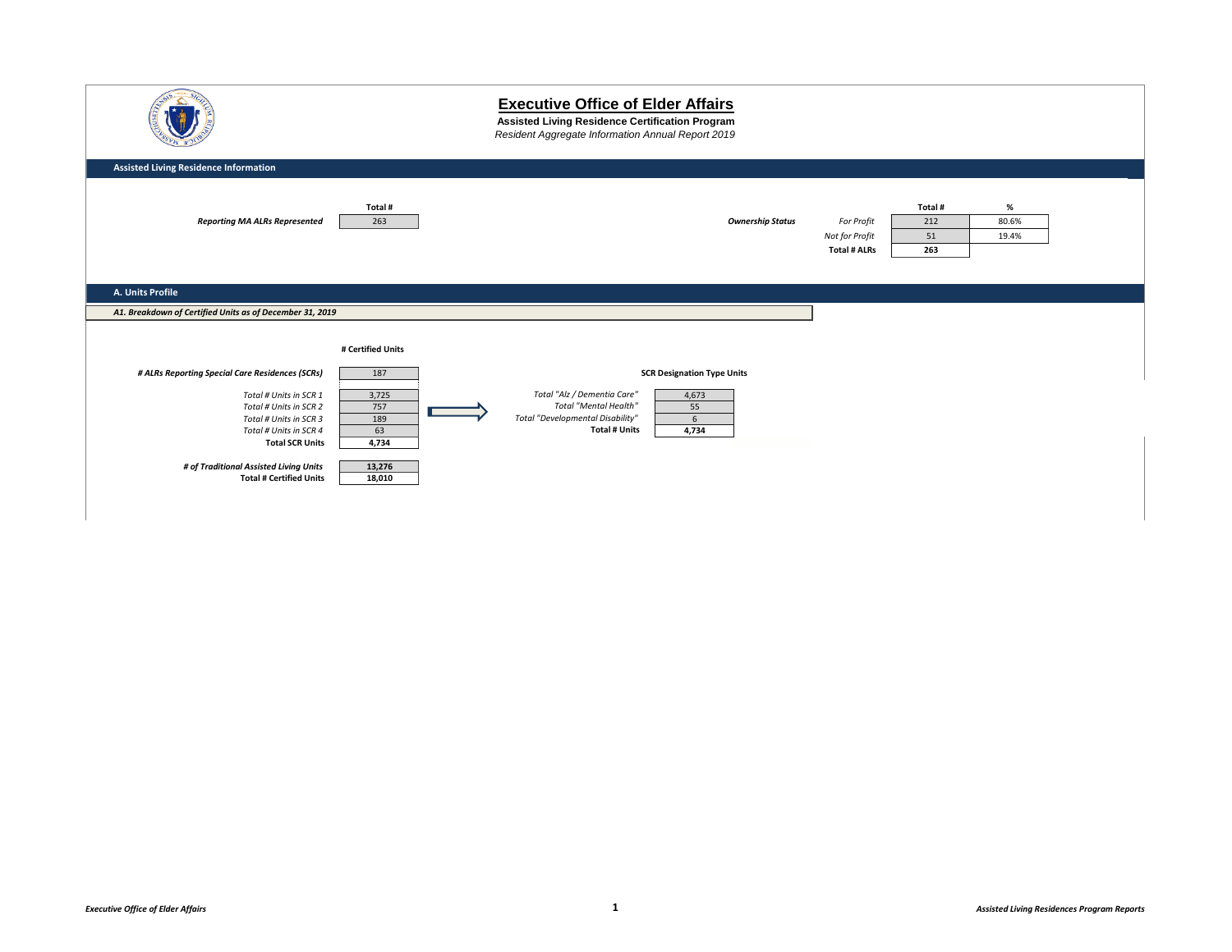# Executive Office of Elder Affairs

**Assisted Living Residence Certification Program**

*Resident Aggregate Information Annual Report 2019*

## Assisted Living Residence Information

| | Total # |
|---|---|
| ***Reporting MA ALRs Represented*** | 263 |

| ***Ownership Status*** | Total # | % |
|---|---|---|
| *For Profit* | 212 | 80.6% |
| *Not for Profit* | 51 | 19.4% |
| **Total # ALRs** | **263** | |

## A. Units Profile

***A1. Breakdown of Certified Units as of December 31, 2019***

| | # Certified Units |
|---|---|
| ***# ALRs Reporting Special Care Residences (SCRs)*** | 187 |
| *Total # Units in SCR 1* | 3,725 |
| *Total # Units in SCR 2* | 757 |
| *Total # Units in SCR 3* | 189 |
| *Total # Units in SCR 4* | 63 |
| **Total SCR Units** | **4,734** |
| ***# of Traditional Assisted Living Units*** | **13,276** |
| **Total # Certified Units** | **18,010** |

| **SCR Designation Type Units** | |
|---|---|
| *Total "Alz / Dementia Care"* | 4,673 |
| *Total "Mental Health"* | 55 |
| *Total "Developmental Disability"* | 6 |
| **Total # Units** | **4,734** |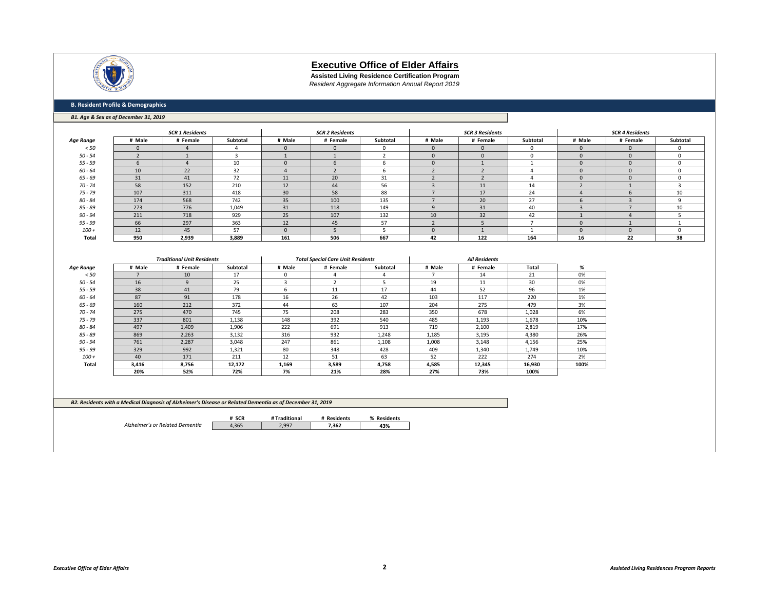# Executive Office of Elder Affairs

**Assisted Living Residence Certification Program**

*Resident Aggregate Information Annual Report 2019*

## B. Resident Profile & Demographics

### *B1. Age & Sex as of December 31, 2019*

| Age Range | SCR 1 Residents | | | SCR 2 Residents | | | SCR 3 Residents | | | SCR 4 Residents | | |
|---|---|---|---|---|---|---|---|---|---|---|---|---|
| | # Male | # Female | Subtotal | # Male | # Female | Subtotal | # Male | # Female | Subtotal | # Male | # Female | Subtotal |
| < 50 | 0 | 4 | 4 | 0 | 0 | 0 | 0 | 0 | 0 | 0 | 0 | 0 |
| 50 - 54 | 2 | 1 | 3 | 1 | 1 | 2 | 0 | 0 | 0 | 0 | 0 | 0 |
| 55 - 59 | 6 | 4 | 10 | 0 | 6 | 6 | 0 | 1 | 1 | 0 | 0 | 0 |
| 60 - 64 | 10 | 22 | 32 | 4 | 2 | 6 | 2 | 2 | 4 | 0 | 0 | 0 |
| 65 - 69 | 31 | 41 | 72 | 11 | 20 | 31 | 2 | 2 | 4 | 0 | 0 | 0 |
| 70 - 74 | 58 | 152 | 210 | 12 | 44 | 56 | 3 | 11 | 14 | 2 | 1 | 3 |
| 75 - 79 | 107 | 311 | 418 | 30 | 58 | 88 | 7 | 17 | 24 | 4 | 6 | 10 |
| 80 - 84 | 174 | 568 | 742 | 35 | 100 | 135 | 7 | 20 | 27 | 6 | 3 | 9 |
| 85 - 89 | 273 | 776 | 1,049 | 31 | 118 | 149 | 9 | 31 | 40 | 3 | 7 | 10 |
| 90 - 94 | 211 | 718 | 929 | 25 | 107 | 132 | 10 | 32 | 42 | 1 | 4 | 5 |
| 95 - 99 | 66 | 297 | 363 | 12 | 45 | 57 | 2 | 5 | 7 | 0 | 1 | 1 |
| 100 + | 12 | 45 | 57 | 0 | 5 | 5 | 0 | 1 | 1 | 0 | 0 | 0 |
| **Total** | **950** | **2,939** | **3,889** | **161** | **506** | **667** | **42** | **122** | **164** | **16** | **22** | **38** |

| Age Range | Traditional Unit Residents | | | Total Special Care Unit Residents | | | All Residents | | | |
|---|---|---|---|---|---|---|---|---|---|---|
| | # Male | # Female | Subtotal | # Male | # Female | Subtotal | # Male | # Female | Total | % |
| < 50 | 7 | 10 | 17 | 0 | 4 | 4 | 7 | 14 | 21 | 0% |
| 50 - 54 | 16 | 9 | 25 | 3 | 2 | 5 | 19 | 11 | 30 | 0% |
| 55 - 59 | 38 | 41 | 79 | 6 | 11 | 17 | 44 | 52 | 96 | 1% |
| 60 - 64 | 87 | 91 | 178 | 16 | 26 | 42 | 103 | 117 | 220 | 1% |
| 65 - 69 | 160 | 212 | 372 | 44 | 63 | 107 | 204 | 275 | 479 | 3% |
| 70 - 74 | 275 | 470 | 745 | 75 | 208 | 283 | 350 | 678 | 1,028 | 6% |
| 75 - 79 | 337 | 801 | 1,138 | 148 | 392 | 540 | 485 | 1,193 | 1,678 | 10% |
| 80 - 84 | 497 | 1,409 | 1,906 | 222 | 691 | 913 | 719 | 2,100 | 2,819 | 17% |
| 85 - 89 | 869 | 2,263 | 3,132 | 316 | 932 | 1,248 | 1,185 | 3,195 | 4,380 | 26% |
| 90 - 94 | 761 | 2,287 | 3,048 | 247 | 861 | 1,108 | 1,008 | 3,148 | 4,156 | 25% |
| 95 - 99 | 329 | 992 | 1,321 | 80 | 348 | 428 | 409 | 1,340 | 1,749 | 10% |
| 100 + | 40 | 171 | 211 | 12 | 51 | 63 | 52 | 222 | 274 | 2% |
| **Total** | **3,416** | **8,756** | **12,172** | **1,169** | **3,589** | **4,758** | **4,585** | **12,345** | **16,930** | **100%** |
| | **20%** | **52%** | **72%** | **7%** | **21%** | **28%** | **27%** | **73%** | **100%** | |

### *B2. Residents with a Medical Diagnosis of Alzheimer's Disease or Related Dementia as of December 31, 2019*

| | # SCR | # Traditional | # Residents | % Residents |
|---|---|---|---|---|
| *Alzheimer's or Related Dementia* | 4,365 | 2,997 | **7,362** | **43%** |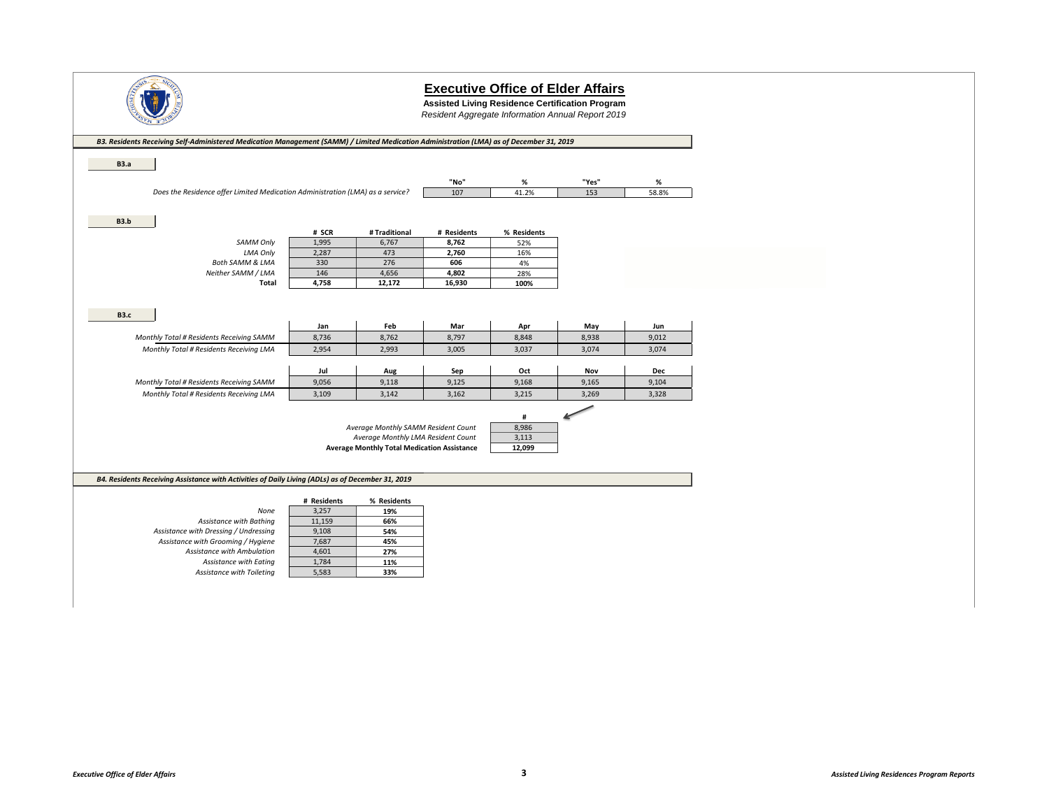# Executive Office of Elder Affairs

**Assisted Living Residence Certification Program**

*Resident Aggregate Information Annual Report 2019*

## *B3. Residents Receiving Self-Administered Medication Management (SAMM) / Limited Medication Administration (LMA) as of December 31, 2019*

### B3.a

| | "No" | % | "Yes" | % |
|---|---|---|---|---|
| *Does the Residence offer Limited Medication Administration (LMA) as a service?* | 107 | 41.2% | 153 | 58.8% |

### B3.b

| | # SCR | # Traditional | # Residents | % Residents |
|---|---|---|---|---|
| *SAMM Only* | 1,995 | 6,767 | **8,762** | 52% |
| *LMA Only* | 2,287 | 473 | **2,760** | 16% |
| *Both SAMM & LMA* | 330 | 276 | **606** | 4% |
| *Neither SAMM / LMA* | 146 | 4,656 | **4,802** | 28% |
| **Total** | **4,758** | **12,172** | **16,930** | **100%** |

### B3.c

| | Jan | Feb | Mar | Apr | May | Jun |
|---|---|---|---|---|---|---|
| *Monthly Total # Residents Receiving SAMM* | 8,736 | 8,762 | 8,797 | 8,848 | 8,938 | 9,012 |
| *Monthly Total # Residents Receiving LMA* | 2,954 | 2,993 | 3,005 | 3,037 | 3,074 | 3,074 |

| | Jul | Aug | Sep | Oct | Nov | Dec |
|---|---|---|---|---|---|---|
| *Monthly Total # Residents Receiving SAMM* | 9,056 | 9,118 | 9,125 | 9,168 | 9,165 | 9,104 |
| *Monthly Total # Residents Receiving LMA* | 3,109 | 3,142 | 3,162 | 3,215 | 3,269 | 3,328 |

| | # |
|---|---|
| *Average Monthly SAMM Resident Count* | 8,986 |
| *Average Monthly LMA Resident Count* | 3,113 |
| **Average Monthly Total Medication Assistance** | **12,099** |

## *B4. Residents Receiving Assistance with Activities of Daily Living (ADLs) as of December 31, 2019*

| | # Residents | % Residents |
|---|---|---|
| *None* | 3,257 | **19%** |
| *Assistance with Bathing* | 11,159 | **66%** |
| *Assistance with Dressing / Undressing* | 9,108 | **54%** |
| *Assistance with Grooming / Hygiene* | 7,687 | **45%** |
| *Assistance with Ambulation* | 4,601 | **27%** |
| *Assistance with Eating* | 1,784 | **11%** |
| *Assistance with Toileting* | 5,583 | **33%** |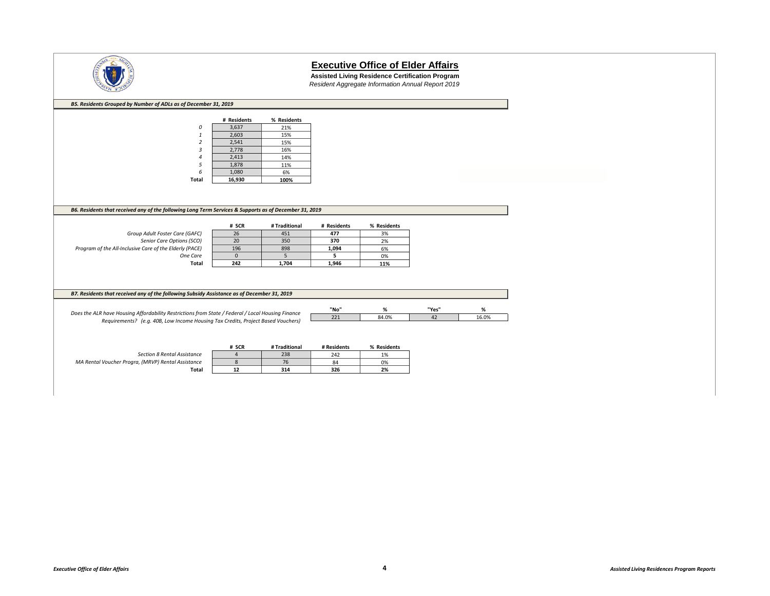# Executive Office of Elder Affairs

**Assisted Living Residence Certification Program**

*Resident Aggregate Information Annual Report 2019*

### *B5. Residents Grouped by Number of ADLs as of December 31, 2019*

| | # Residents | % Residents |
|---|---|---|
| *0* | 3,637 | 21% |
| *1* | 2,603 | 15% |
| *2* | 2,541 | 15% |
| *3* | 2,778 | 16% |
| *4* | 2,413 | 14% |
| *5* | 1,878 | 11% |
| *6* | 1,080 | 6% |
| **Total** | **16,930** | **100%** |

### *B6. Residents that received any of the following Long Term Services & Supports as of December 31, 2019*

| | # SCR | # Traditional | # Residents | % Residents |
|---|---|---|---|---|
| *Group Adult Foster Care (GAFC)* | 26 | 451 | **477** | 3% |
| *Senior Care Options (SCO)* | 20 | 350 | **370** | 2% |
| *Program of the All-Inclusive Care of the Elderly (PACE)* | 196 | 898 | **1,094** | 6% |
| *One Care* | 0 | 5 | **5** | 0% |
| **Total** | **242** | **1,704** | **1,946** | **11%** |

### *B7. Residents that received any of the following Subsidy Assistance as of December 31, 2019*

| | "No" | % | "Yes" | % |
|---|---|---|---|---|
| *Does the ALR have Housing Affordability Restrictions from State / Federal / Local Housing Finance Requirements? (e.g. 40B, Low Income Housing Tax Credits, Project Based Vouchers)* | 221 | 84.0% | 42 | 16.0% |

| | # SCR | # Traditional | # Residents | % Residents |
|---|---|---|---|---|
| *Section 8 Rental Assistance* | 4 | 238 | 242 | 1% |
| *MA Rental Voucher Progra, (MRVP) Rental Assistance* | 8 | 76 | 84 | 0% |
| **Total** | **12** | **314** | **326** | **2%** |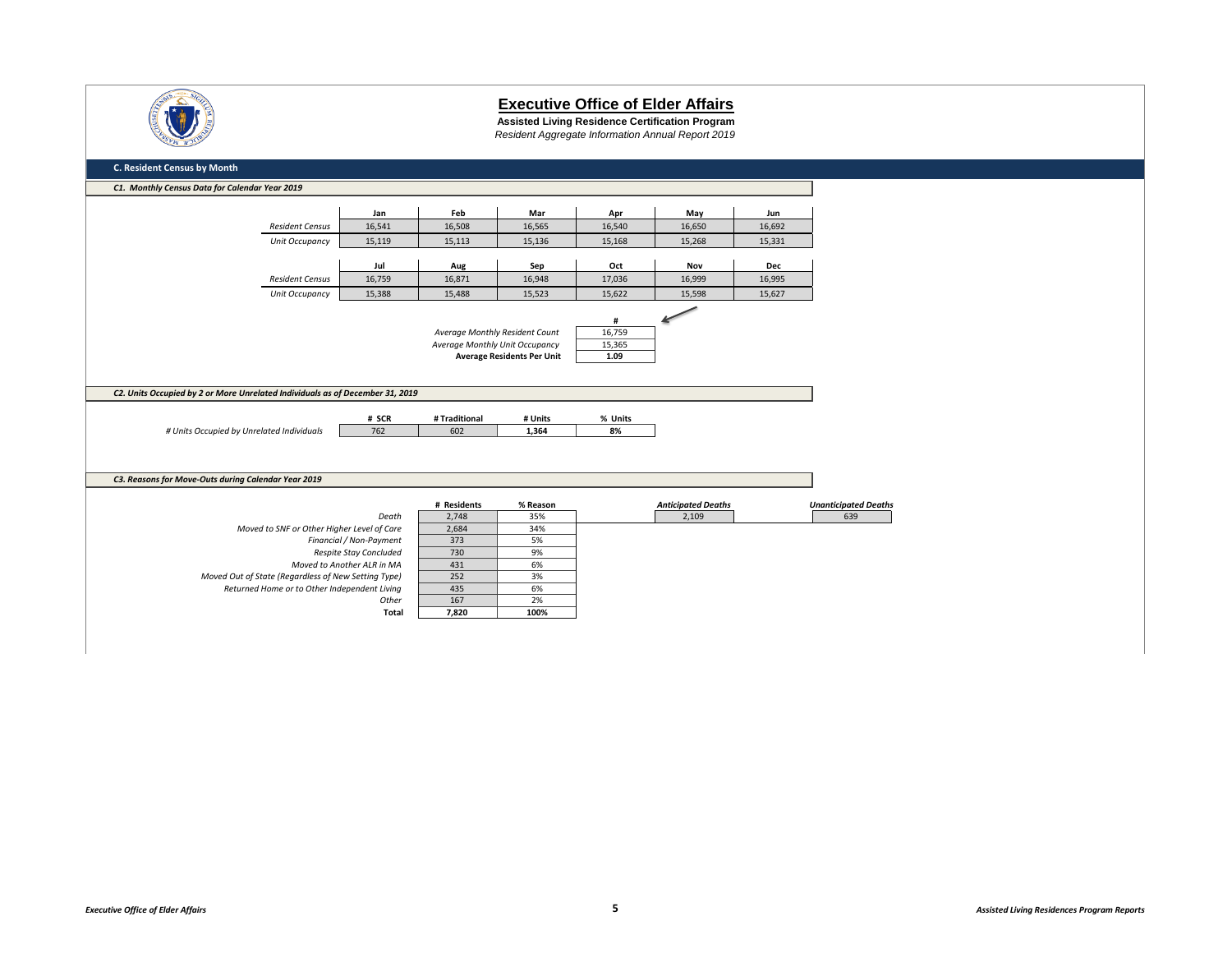# Executive Office of Elder Affairs

**Assisted Living Residence Certification Program**

*Resident Aggregate Information Annual Report 2019*

## C. Resident Census by Month

### *C1. Monthly Census Data for Calendar Year 2019*

| | Jan | Feb | Mar | Apr | May | Jun |
|---|---|---|---|---|---|---|
| *Resident Census* | 16,541 | 16,508 | 16,565 | 16,540 | 16,650 | 16,692 |
| *Unit Occupancy* | 15,119 | 15,113 | 15,136 | 15,168 | 15,268 | 15,331 |

| | Jul | Aug | Sep | Oct | Nov | Dec |
|---|---|---|---|---|---|---|
| *Resident Census* | 16,759 | 16,871 | 16,948 | 17,036 | 16,999 | 16,995 |
| *Unit Occupancy* | 15,388 | 15,488 | 15,523 | 15,622 | 15,598 | 15,627 |

| | # |
|---|---|
| *Average Monthly Resident Count* | 16,759 |
| *Average Monthly Unit Occupancy* | 15,365 |
| **Average Residents Per Unit** | **1.09** |

### *C2. Units Occupied by 2 or More Unrelated Individuals as of December 31, 2019*

| | # SCR | # Traditional | # Units | % Units |
|---|---|---|---|---|
| *# Units Occupied by Unrelated Individuals* | 762 | 602 | **1,364** | **8%** |

### *C3. Reasons for Move-Outs during Calendar Year 2019*

| | # Residents | % Reason |
|---|---|---|
| *Death* | 2,748 | 35% |
| *Moved to SNF or Other Higher Level of Care* | 2,684 | 34% |
| *Financial / Non-Payment* | 373 | 5% |
| *Respite Stay Concluded* | 730 | 9% |
| *Moved to Another ALR in MA* | 431 | 6% |
| *Moved Out of State (Regardless of New Setting Type)* | 252 | 3% |
| *Returned Home or to Other Independent Living* | 435 | 6% |
| *Other* | 167 | 2% |
| **Total** | **7,820** | **100%** |

| *Anticipated Deaths* | *Unanticipated Deaths* |
|---|---|
| 2,109 | 639 |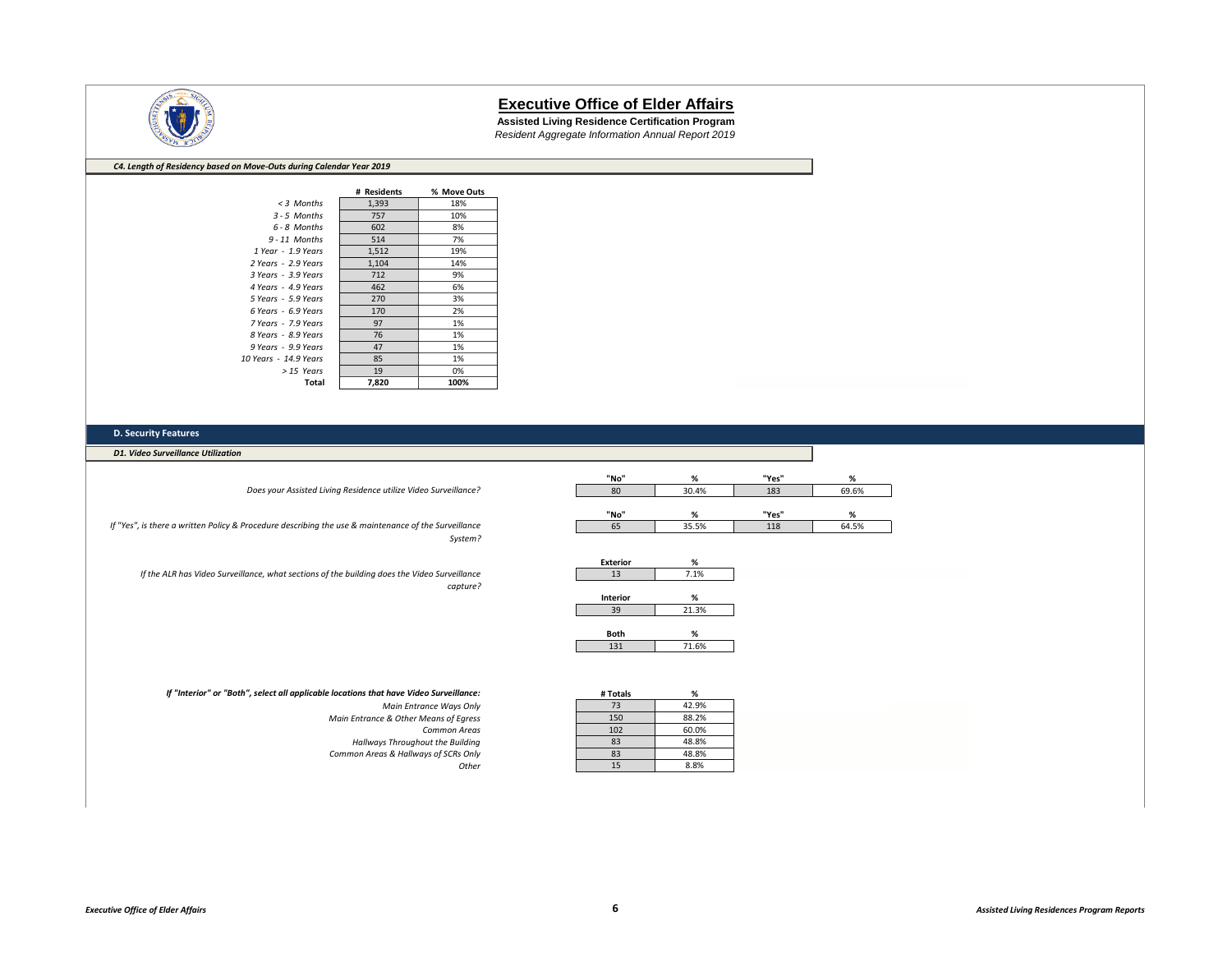# Executive Office of Elder Affairs

**Assisted Living Residence Certification Program**

*Resident Aggregate Information Annual Report 2019*

***C4. Length of Residency based on Move-Outs during Calendar Year 2019***

| | # Residents | % Move Outs |
|---|---|---|
| *< 3 Months* | 1,393 | 18% |
| *3 - 5 Months* | 757 | 10% |
| *6 - 8 Months* | 602 | 8% |
| *9 - 11 Months* | 514 | 7% |
| *1 Year - 1.9 Years* | 1,512 | 19% |
| *2 Years - 2.9 Years* | 1,104 | 14% |
| *3 Years - 3.9 Years* | 712 | 9% |
| *4 Years - 4.9 Years* | 462 | 6% |
| *5 Years - 5.9 Years* | 270 | 3% |
| *6 Years - 6.9 Years* | 170 | 2% |
| *7 Years - 7.9 Years* | 97 | 1% |
| *8 Years - 8.9 Years* | 76 | 1% |
| *9 Years - 9.9 Years* | 47 | 1% |
| *10 Years - 14.9 Years* | 85 | 1% |
| *> 15 Years* | 19 | 0% |
| **Total** | **7,820** | **100%** |

## D. Security Features

***D1. Video Surveillance Utilization***

| | "No" | % | "Yes" | % |
|---|---|---|---|---|
| *Does your Assisted Living Residence utilize Video Surveillance?* | 80 | 30.4% | 183 | 69.6% |
| *If "Yes", is there a written Policy & Procedure describing the use & maintenance of the Surveillance System?* | 65 | 35.5% | 118 | 64.5% |

*If the ALR has Video Surveillance, what sections of the building does the Video Surveillance capture?*

| | # | % |
|---|---|---|
| Exterior | 13 | 7.1% |
| Interior | 39 | 21.3% |
| Both | 131 | 71.6% |

***If "Interior" or "Both", select all applicable locations that have Video Surveillance:***

| | # Totals | % |
|---|---|---|
| *Main Entrance Ways Only* | 73 | 42.9% |
| *Main Entrance & Other Means of Egress* | 150 | 88.2% |
| *Common Areas* | 102 | 60.0% |
| *Hallways Throughout the Building* | 83 | 48.8% |
| *Common Areas & Hallways of SCRs Only* | 83 | 48.8% |
| *Other* | 15 | 8.8% |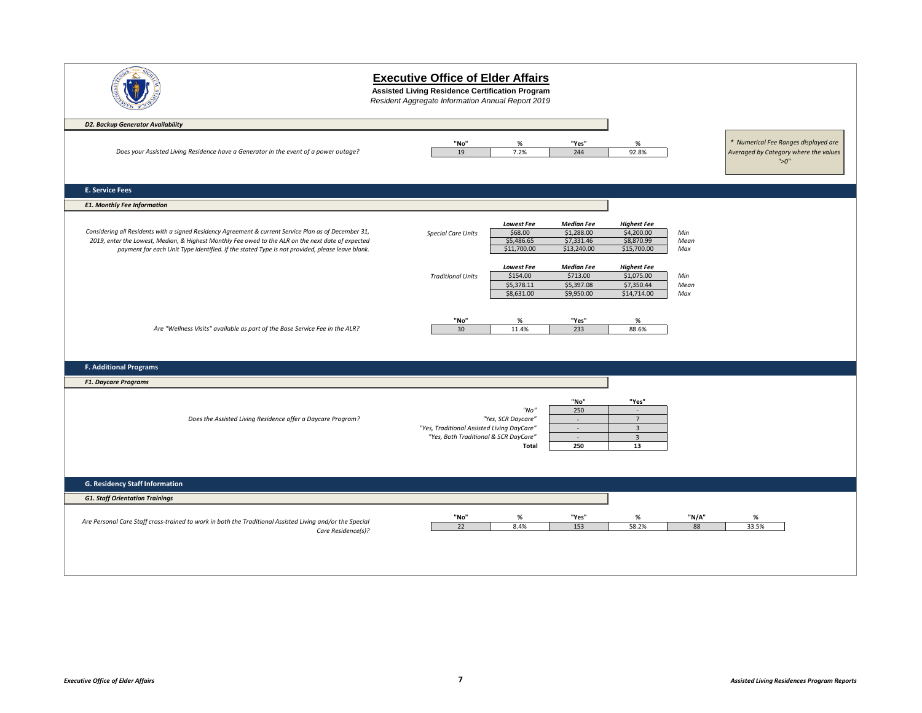# Executive Office of Elder Affairs

**Assisted Living Residence Certification Program**

*Resident Aggregate Information Annual Report 2019*

***D2. Backup Generator Availability***

*Does your Assisted Living Residence have a Generator in the event of a power outage?*

| "No" | % | "Yes" | % |
|---|---|---|---|
| 19 | 7.2% | 244 | 92.8% |

*\* Numerical Fee Ranges displayed are Averaged by Category where the values ">0"*

## E. Service Fees

***E1. Monthly Fee Information***

*Considering all Residents with a signed Residency Agreement & current Service Plan as of December 31, 2019, enter the Lowest, Median, & Highest Monthly Fee owed to the ALR on the next date of expected payment for each Unit Type identified. If the stated Type is not provided, please leave blank.*

| *Special Care Units* | *Lowest Fee* | *Median Fee* | *Highest Fee* | |
|---|---|---|---|---|
| | $68.00 | $1,288.00 | $4,200.00 | *Min* |
| | $5,486.65 | $7,331.46 | $8,870.99 | *Mean* |
| | $11,700.00 | $13,240.00 | $15,700.00 | *Max* |

| *Traditional Units* | *Lowest Fee* | *Median Fee* | *Highest Fee* | |
|---|---|---|---|---|
| | $154.00 | $713.00 | $1,075.00 | *Min* |
| | $5,378.11 | $5,397.08 | $7,350.44 | *Mean* |
| | $8,631.00 | $9,950.00 | $14,714.00 | *Max* |

*Are "Wellness Visits" available as part of the Base Service Fee in the ALR?*

| "No" | % | "Yes" | % |
|---|---|---|---|
| 30 | 11.4% | 233 | 88.6% |

## F. Additional Programs

***F1. Daycare Programs***

*Does the Assisted Living Residence offer a Daycare Program?*

| | "No" | "Yes" |
|---|---|---|
| *"No"* | 250 | - |
| *"Yes, SCR Daycare"* | - | 7 |
| *"Yes, Traditional Assisted Living DayCare"* | - | 3 |
| *"Yes, Both Traditional & SCR DayCare"* | - | 3 |
| **Total** | **250** | **13** |

## G. Residency Staff Information

***G1. Staff Orientation Trainings***

*Are Personal Care Staff cross-trained to work in both the Traditional Assisted Living and/or the Special Care Residence(s)?*

| "No" | % | "Yes" | % | "N/A" | % |
|---|---|---|---|---|---|
| 22 | 8.4% | 153 | 58.2% | 88 | 33.5% |